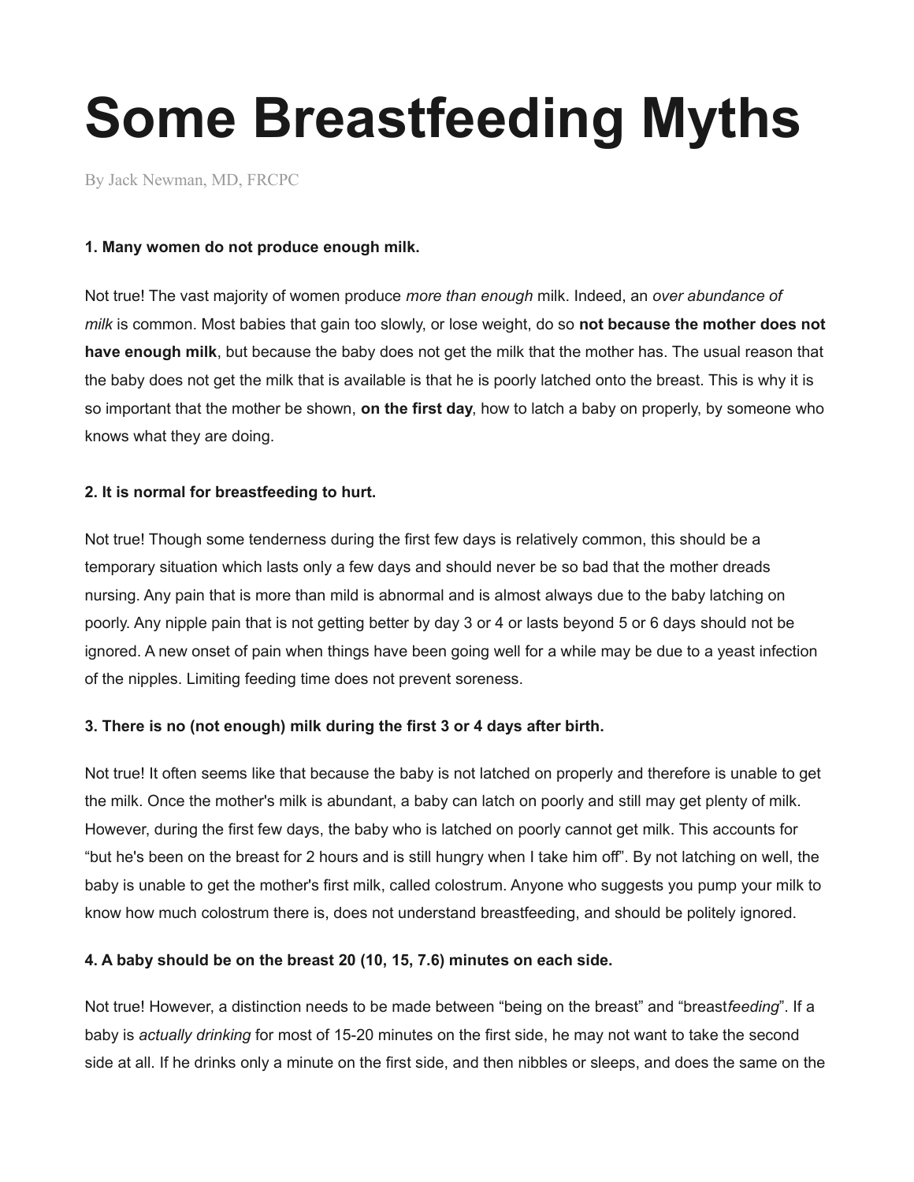# Some Breastfeeding Myths

By Jack Newman, MD, FRCPC

**1. Many women do not produce enough milk.**

Not true! The vast majority of women produce *more than enough* milk. Indeed, an *over abundance of milk* is common. Most babies that gain too slowly, or lose weight, do so **not because the mother does not have enough milk**, but because the baby does not get the milk that the mother has. The usual reason that the baby does not get the milk that is available is that he is poorly latched onto the breast. This is why it is so important that the mother be shown, **on the first day**, how to latch a baby on properly, by someone who knows what they are doing.

**2. It is normal for breastfeeding to hurt.**

Not true! Though some tenderness during the first few days is relatively common, this should be a temporary situation which lasts only a few days and should never be so bad that the mother dreads nursing. Any pain that is more than mild is abnormal and is almost always due to the baby latching on poorly. Any nipple pain that is not getting better by day 3 or 4 or lasts beyond 5 or 6 days should not be ignored. A new onset of pain when things have been going well for a while may be due to a yeast infection of the nipples. Limiting feeding time does not prevent soreness.

**3. There is no (not enough) milk during the first 3 or 4 days after birth.**

Not true! It often seems like that because the baby is not latched on properly and therefore is unable to get the milk. Once the mother's milk is abundant, a baby can latch on poorly and still may get plenty of milk. However, during the first few days, the baby who is latched on poorly cannot get milk. This accounts for "but he's been on the breast for 2 hours and is still hungry when I take him off". By not latching on well, the baby is unable to get the mother's first milk, called colostrum. Anyone who suggests you pump your milk to know how much colostrum there is, does not understand breastfeeding, and should be politely ignored.

**4. A baby should be on the breast 20 (10, 15, 7.6) minutes on each side.**

Not true! However, a distinction needs to be made between "being on the breast" and "breast*feeding*". If a baby is *actually drinking* for most of 15-20 minutes on the first side, he may not want to take the second side at all. If he drinks only a minute on the first side, and then nibbles or sleeps, and does the same on the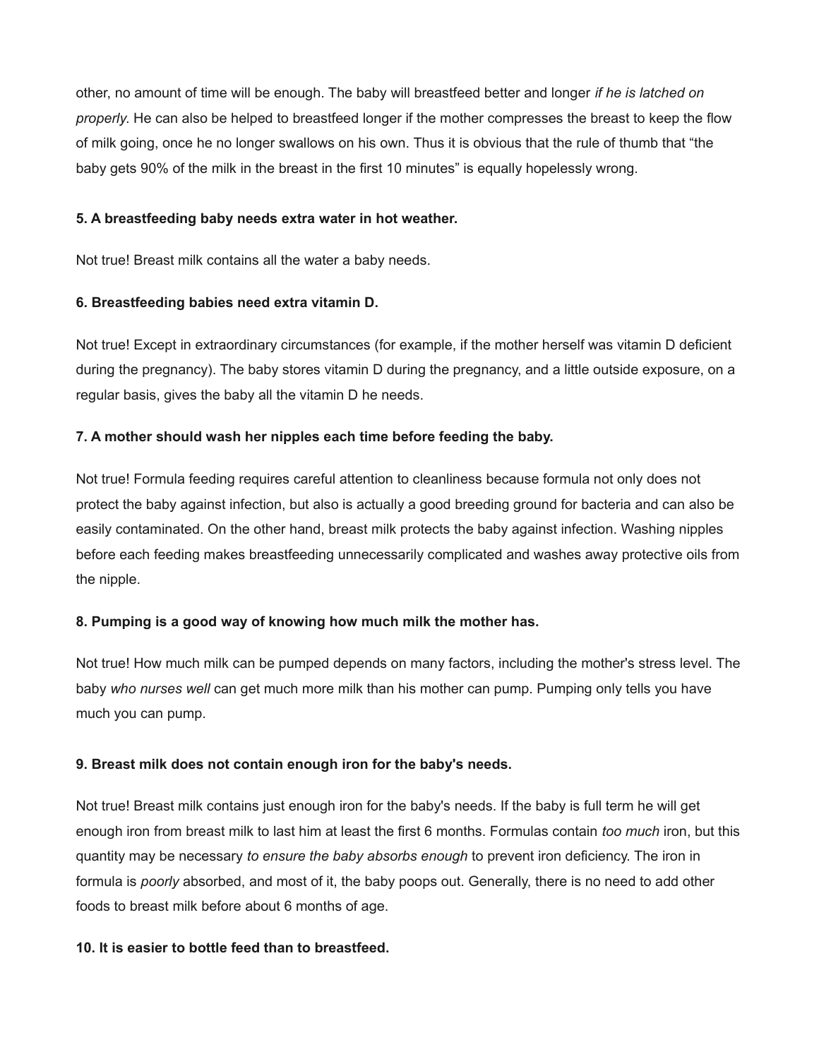other, no amount of time will be enough. The baby will breastfeed better and longer *if he is latched on properly*. He can also be helped to breastfeed longer if the mother compresses the breast to keep the flow of milk going, once he no longer swallows on his own. Thus it is obvious that the rule of thumb that "the baby gets 90% of the milk in the breast in the first 10 minutes" is equally hopelessly wrong.

**5. A breastfeeding baby needs extra water in hot weather.**

Not true! Breast milk contains all the water a baby needs.

**6. Breastfeeding babies need extra vitamin D.**

Not true! Except in extraordinary circumstances (for example, if the mother herself was vitamin D deficient during the pregnancy). The baby stores vitamin D during the pregnancy, and a little outside exposure, on a regular basis, gives the baby all the vitamin D he needs.

**7. A mother should wash her nipples each time before feeding the baby.**

Not true! Formula feeding requires careful attention to cleanliness because formula not only does not protect the baby against infection, but also is actually a good breeding ground for bacteria and can also be easily contaminated. On the other hand, breast milk protects the baby against infection. Washing nipples before each feeding makes breastfeeding unnecessarily complicated and washes away protective oils from the nipple.

**8. Pumping is a good way of knowing how much milk the mother has.**

Not true! How much milk can be pumped depends on many factors, including the mother's stress level. The baby *who nurses well* can get much more milk than his mother can pump. Pumping only tells you have much you can pump.

**9. Breast milk does not contain enough iron for the baby's needs.**

Not true! Breast milk contains just enough iron for the baby's needs. If the baby is full term he will get enough iron from breast milk to last him at least the first 6 months. Formulas contain *too much* iron, but this quantity may be necessary *to ensure the baby absorbs enough* to prevent iron deficiency. The iron in formula is *poorly* absorbed, and most of it, the baby poops out. Generally, there is no need to add other foods to breast milk before about 6 months of age.

**10. It is easier to bottle feed than to breastfeed.**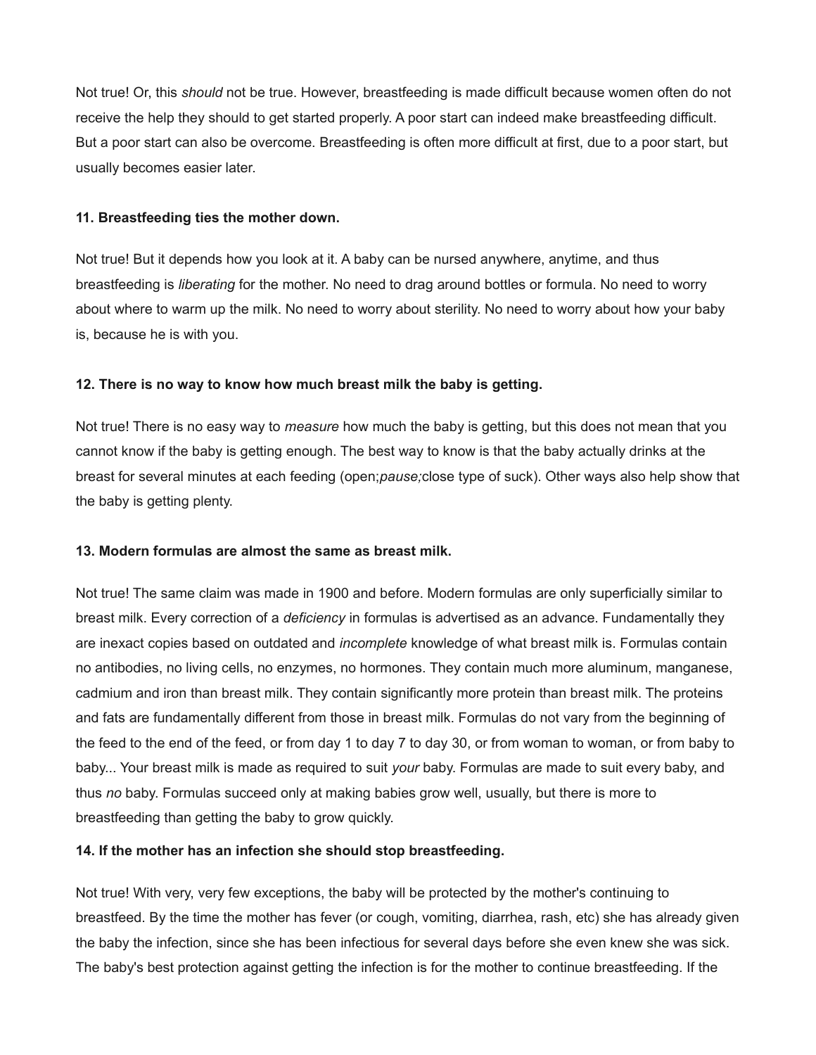Not true! Or, this *should* not be true. However, breastfeeding is made difficult because women often do not receive the help they should to get started properly. A poor start can indeed make breastfeeding difficult. But a poor start can also be overcome. Breastfeeding is often more difficult at first, due to a poor start, but usually becomes easier later.

**11. Breastfeeding ties the mother down.**

Not true! But it depends how you look at it. A baby can be nursed anywhere, anytime, and thus breastfeeding is *liberating* for the mother. No need to drag around bottles or formula. No need to worry about where to warm up the milk. No need to worry about sterility. No need to worry about how your baby is, because he is with you.

**12. There is no way to know how much breast milk the baby is getting.**

Not true! There is no easy way to *measure* how much the baby is getting, but this does not mean that you cannot know if the baby is getting enough. The best way to know is that the baby actually drinks at the breast for several minutes at each feeding (open;*pause;*close type of suck). Other ways also help show that the baby is getting plenty.

**13. Modern formulas are almost the same as breast milk.**

Not true! The same claim was made in 1900 and before. Modern formulas are only superficially similar to breast milk. Every correction of a *deficiency* in formulas is advertised as an advance. Fundamentally they are inexact copies based on outdated and *incomplete* knowledge of what breast milk is. Formulas contain no antibodies, no living cells, no enzymes, no hormones. They contain much more aluminum, manganese, cadmium and iron than breast milk. They contain significantly more protein than breast milk. The proteins and fats are fundamentally different from those in breast milk. Formulas do not vary from the beginning of the feed to the end of the feed, or from day 1 to day 7 to day 30, or from woman to woman, or from baby to baby... Your breast milk is made as required to suit *your* baby. Formulas are made to suit every baby, and thus *no* baby. Formulas succeed only at making babies grow well, usually, but there is more to breastfeeding than getting the baby to grow quickly.

**14. If the mother has an infection she should stop breastfeeding.**

Not true! With very, very few exceptions, the baby will be protected by the mother's continuing to breastfeed. By the time the mother has fever (or cough, vomiting, diarrhea, rash, etc) she has already given the baby the infection, since she has been infectious for several days before she even knew she was sick. The baby's best protection against getting the infection is for the mother to continue breastfeeding. If the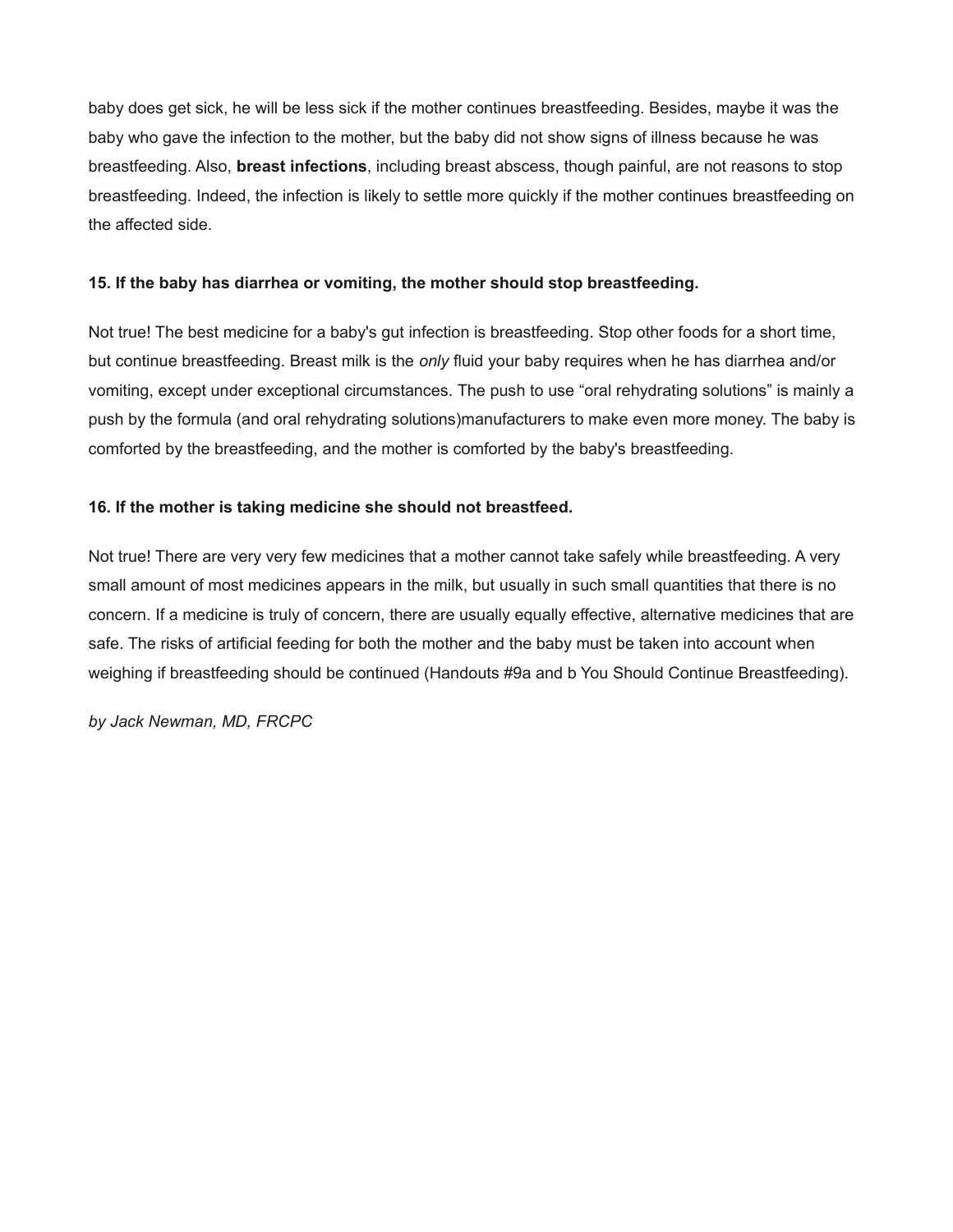baby does get sick, he will be less sick if the mother continues breastfeeding. Besides, maybe it was the baby who gave the infection to the mother, but the baby did not show signs of illness because he was breastfeeding. Also, **breast infections**, including breast abscess, though painful, are not reasons to stop breastfeeding. Indeed, the infection is likely to settle more quickly if the mother continues breastfeeding on the affected side.

**15. If the baby has diarrhea or vomiting, the mother should stop breastfeeding.**

Not true! The best medicine for a baby's gut infection is breastfeeding. Stop other foods for a short time, but continue breastfeeding. Breast milk is the *only* fluid your baby requires when he has diarrhea and/or vomiting, except under exceptional circumstances. The push to use "oral rehydrating solutions" is mainly a push by the formula (and oral rehydrating solutions)manufacturers to make even more money. The baby is comforted by the breastfeeding, and the mother is comforted by the baby's breastfeeding.

**16. If the mother is taking medicine she should not breastfeed.**

Not true! There are very very few medicines that a mother cannot take safely while breastfeeding. A very small amount of most medicines appears in the milk, but usually in such small quantities that there is no concern. If a medicine is truly of concern, there are usually equally effective, alternative medicines that are safe. The risks of artificial feeding for both the mother and the baby must be taken into account when weighing if breastfeeding should be continued (Handouts #9a and b You Should Continue Breastfeeding).

*by Jack Newman, MD, FRCPC*